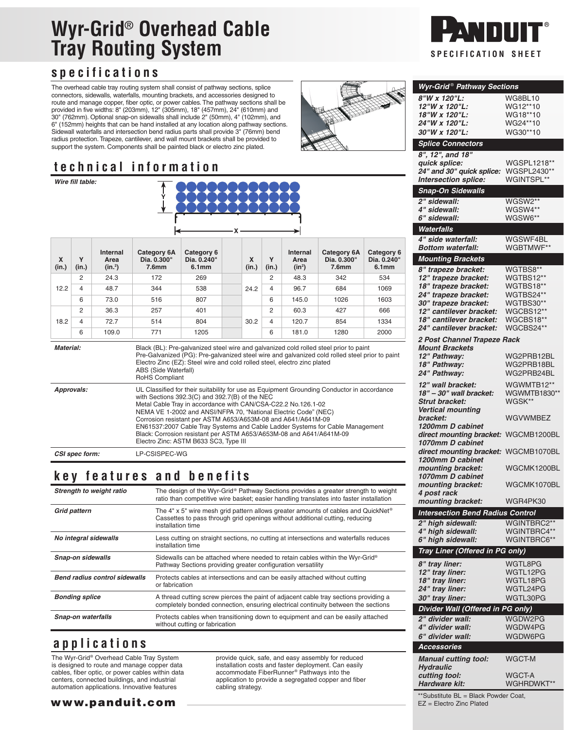# Wyr-Grid® Overhead Cable Tray Routing System

PANDUIT®
SPECIFICATION SHEET

## specifications

The overhead cable tray routing system shall consist of pathway sections, splice connectors, sidewalls, waterfalls, mounting brackets, and accessories designed to route and manage copper, fiber optic, or power cables. The pathway sections shall be provided in five widths: 8" (203mm), 12" (305mm), 18" (457mm), 24" (610mm) and 30" (762mm). Optional snap-on sidewalls shall include 2" (50mm), 4" (102mm), and 6" (152mm) heights that can be hand installed at any location along pathway sections. Sidewall waterfalls and intersection bend radius parts shall provide 3" (76mm) bend radius protection. Trapeze, cantilever, and wall mount brackets shall be provided to support the system. Components shall be painted black or electro zinc plated.

## technical information

***Wire fill table:***

| X (in.) | Y (in.) | Internal Area (in.²) | Category 6A Dia. 0.300" 7.6mm | Category 6 Dia. 0.240" 6.1mm | | X (in.) | Y (in.) | Internal Area (in²) | Category 6A Dia. 0.300" 7.6mm | Category 6 Dia. 0.240" 6.1mm |
|---|---|---|---|---|---|---|---|---|---|---|
| 12.2 | 2 | 24.3 | 172 | 269 | | 24.2 | 2 | 48.3 | 342 | 534 |
| | 4 | 48.7 | 344 | 538 | | | 4 | 96.7 | 684 | 1069 |
| | 6 | 73.0 | 516 | 807 | | | 6 | 145.0 | 1026 | 1603 |
| 18.2 | 2 | 36.3 | 257 | 401 | | 30.2 | 2 | 60.3 | 427 | 666 |
| | 4 | 72.7 | 514 | 804 | | | 4 | 120.7 | 854 | 1334 |
| | 6 | 109.0 | 771 | 1205 | | | 6 | 181.0 | 1280 | 2000 |

| | |
|---|---|
| ***Material:*** | Black (BL): Pre-galvanized steel wire and galvanized cold rolled steel prior to paint<br>Pre-Galvanized (PG): Pre-galvanized steel wire and galvanized cold rolled steel prior to paint<br>Electro Zinc (EZ): Steel wire and cold rolled steel, electro zinc plated<br>ABS (Side Waterfall)<br>RoHS Compliant |
| ***Approvals:*** | UL Classified for their suitability for use as Equipment Grounding Conductor in accordance with Sections 392.3(C) and 392.7(B) of the NEC<br>Metal Cable Tray in accordance with CAN/CSA-C22.2 No.126.1-02<br>NEMA VE 1-2002 and ANSI/NFPA 70, "National Electric Code" (NEC)<br>Corrosion resistant per ASTM A653/A653M-08 and A641/A641M-09<br>EN61537:2007 Cable Tray Systems and Cable Ladder Systems for Cable Management<br>Black: Corrosion resistant per ASTM A653/A653M-08 and A641/A641M-09<br>Electro Zinc: ASTM B633 SC3, Type III |
| ***CSI spec form:*** | LP-CSISPEC-WG |

## key features and benefits

| | |
|---|---|
| ***Strength to weight ratio*** | The design of the Wyr-Grid® Pathway Sections provides a greater strength to weight ratio than competitive wire basket; easier handling translates into faster installation |
| ***Grid pattern*** | The 4" x 5" wire mesh grid pattern allows greater amounts of cables and QuickNet® Cassettes to pass through grid openings without additional cutting, reducing installation time |
| ***No integral sidewalls*** | Less cutting on straight sections, no cutting at intersections and waterfalls reduces installation time |
| ***Snap-on sidewalls*** | Sidewalls can be attached where needed to retain cables within the Wyr-Grid® Pathway Sections providing greater configuration versatility |
| ***Bend radius control sidewalls*** | Protects cables at intersections and can be easily attached without cutting or fabrication |
| ***Bonding splice*** | A thread cutting screw pierces the paint of adjacent cable tray sections providing a completely bonded connection, ensuring electrical continuity between the sections |
| ***Snap-on waterfalls*** | Protects cables when transitioning down to equipment and can be easily attached without cutting or fabrication |

## applications

The Wyr-Grid® Overhead Cable Tray System is designed to route and manage copper data cables, fiber optic, or power cables within data centers, connected buildings, and industrial automation applications. Innovative features provide quick, safe, and easy assembly for reduced installation costs and faster deployment. Can easily accommodate FiberRunner® Pathways into the application to provide a segregated copper and fiber cabling strategy.

**www.panduit.com**

| ***Wyr-Grid® Pathway Sections*** | |
|---|---|
| *8"W x 120"L:* | WG8BL10 |
| *12"W x 120"L:* | WG12**10 |
| *18"W x 120"L:* | WG18**10 |
| *24"W x 120"L:* | WG24**10 |
| *30"W x 120"L:* | WG30**10 |
| ***Splice Connectors*** | |
| *8", 12", and 18" quick splice:* | WGSPL1218** |
| *24" and 30" quick splice:* | WGSPL2430** |
| *Intersection splice:* | WGINTSPL** |
| ***Snap-On Sidewalls*** | |
| *2" sidewall:* | WGSW2** |
| *4" sidewall:* | WGSW4** |
| *6" sidewall:* | WGSW6** |
| ***Waterfalls*** | |
| *4" side waterfall:* | WGSWF4BL |
| *Bottom waterfall:* | WGBTMWF** |
| ***Mounting Brackets*** | |
| *8" trapeze bracket:* | WGTBS8** |
| *12" trapeze bracket:* | WGTBS12** |
| *18" trapeze bracket:* | WGTBS18** |
| *24" trapeze bracket:* | WGTBS24** |
| *30" trapeze bracket:* | WGTBS30** |
| *12" cantilever bracket:* | WGCBS12** |
| *18" cantilever bracket:* | WGCBS18** |
| *24" cantilever bracket:* | WGCBS24** |
| ***2 Post Channel Trapeze Rack Mount Brackets*** | |
| *12" Pathway:* | WG2PRB12BL |
| *18" Pathway:* | WG2PRB18BL |
| *24" Pathway:* | WG2PRB24BL |
| *12" wall bracket:* | WGWMTB12** |
| *18" – 30" wall bracket:* | WGWMTB1830** |
| *Strut bracket:* | WGSK** |
| *Vertical mounting bracket:* | WGVWMBEZ |
| *1200mm D cabinet direct mounting bracket:* | WGCMB1200BL |
| *1070mm D cabinet direct mounting bracket:* | WGCMB1070BL |
| *1200mm D cabinet mounting bracket:* | WGCMK1200BL |
| *1070mm D cabinet mounting bracket:* | WGCMK1070BL |
| *4 post rack mounting bracket:* | WGR4PK30 |
| ***Intersection Bend Radius Control*** | |
| *2" high sidewall:* | WGINTBRC2** |
| *4" high sidewall:* | WGINTBRC4** |
| *6" high sidewall:* | WGINTBRC6** |
| ***Tray Liner (Offered in PG only)*** | |
| *8" tray liner:* | WGTL8PG |
| *12" tray liner:* | WGTL12PG |
| *18" tray liner:* | WGTL18PG |
| *24" tray liner:* | WGTL24PG |
| *30" tray liner:* | WGTL30PG |
| ***Divider Wall (Offered in PG only)*** | |
| *2" divider wall:* | WGDW2PG |
| *4" divider wall:* | WGDW4PG |
| *6" divider wall:* | WGDW6PG |
| ***Accessories*** | |
| *Manual cutting tool:* | WGCT-M |
| *Hydraulic cutting tool:* | WGCT-A |
| *Hardware kit:* | WGHRDWKT** |

**Substitute BL = Black Powder Coat, EZ = Electro Zinc Plated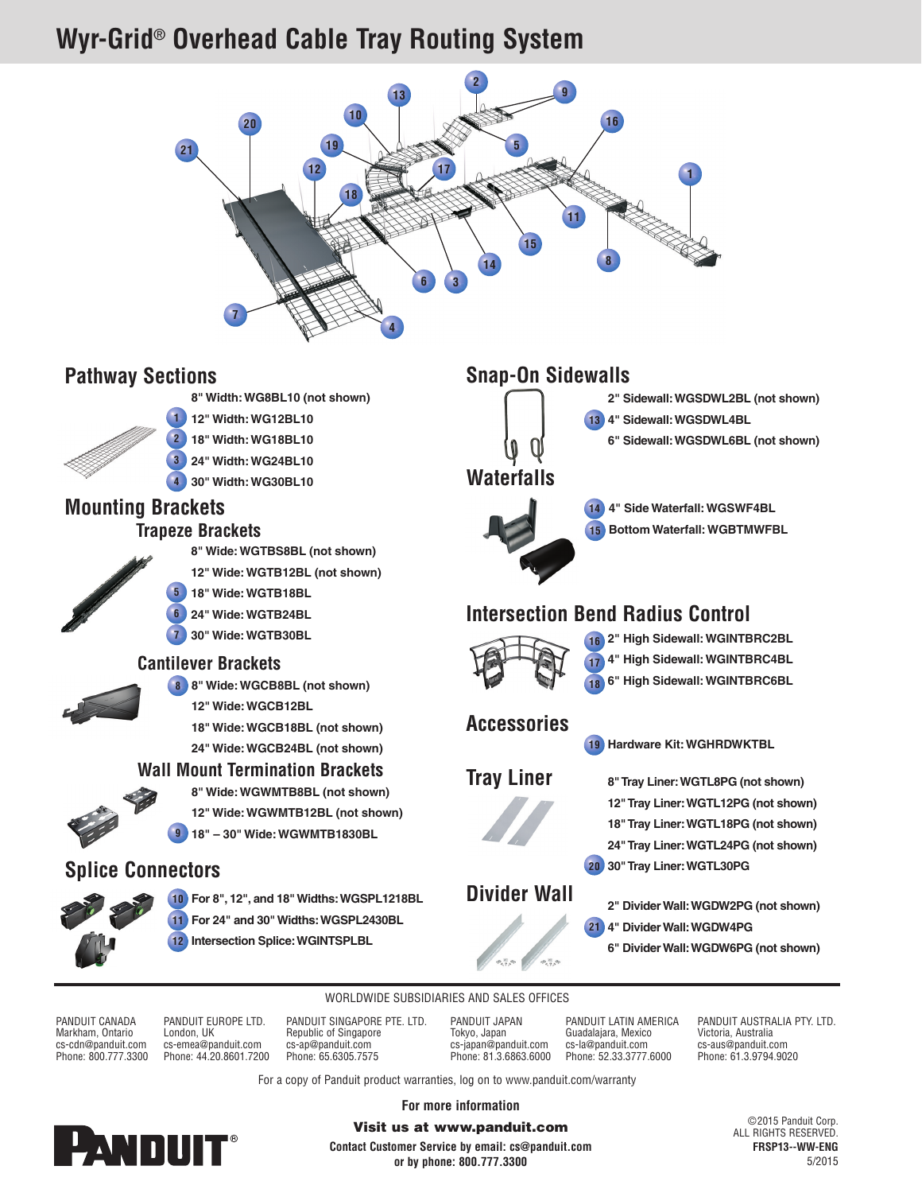# Wyr-Grid® Overhead Cable Tray Routing System

## Pathway Sections

8" Width: WG8BL10 (not shown)
1 12" Width: WG12BL10
2 18" Width: WG18BL10
3 24" Width: WG24BL10
4 30" Width: WG30BL10

## Mounting Brackets

### Trapeze Brackets

8" Wide: WGTBS8BL (not shown)
12" Wide: WGTB12BL (not shown)
5 18" Wide: WGTB18BL
6 24" Wide: WGTB24BL
7 30" Wide: WGTB30BL

### Cantilever Brackets

8 8" Wide: WGCB8BL (not shown)
12" Wide: WGCB12BL
18" Wide: WGCB18BL (not shown)
24" Wide: WGCB24BL (not shown)

### Wall Mount Termination Brackets

8" Wide: WGWMTB8BL (not shown)
12" Wide: WGWMTB12BL (not shown)
9 18" – 30" Wide: WGWMTB1830BL

## Splice Connectors

10 For 8", 12", and 18" Widths: WGSPL1218BL
11 For 24" and 30" Widths: WGSPL2430BL
12 Intersection Splice: WGINTSPLBL

## Snap-On Sidewalls

2" Sidewall: WGSDWL2BL (not shown)
13 4" Sidewall: WGSDWL4BL
6" Sidewall: WGSDWL6BL (not shown)

## Waterfalls

14 4" Side Waterfall: WGSWF4BL
15 Bottom Waterfall: WGBTMWFBL

## Intersection Bend Radius Control

16 2" High Sidewall: WGINTBRC2BL
17 4" High Sidewall: WGINTBRC4BL
18 6" High Sidewall: WGINTBRC6BL

## Accessories

19 Hardware Kit: WGHRDWKTBL

## Tray Liner

8" Tray Liner: WGTL8PG (not shown)
12" Tray Liner: WGTL12PG (not shown)
18" Tray Liner: WGTL18PG (not shown)
24" Tray Liner: WGTL24PG (not shown)
20 30" Tray Liner: WGTL30PG

## Divider Wall

2" Divider Wall: WGDW2PG (not shown)
21 4" Divider Wall: WGDW4PG
6" Divider Wall: WGDW6PG (not shown)

---

WORLDWIDE SUBSIDIARIES AND SALES OFFICES

PANDUIT CANADA
Markham, Ontario
cs-cdn@panduit.com
Phone: 800.777.3300

PANDUIT EUROPE LTD.
London, UK
cs-emea@panduit.com
Phone: 44.20.8601.7200

PANDUIT SINGAPORE PTE. LTD.
Republic of Singapore
cs-ap@panduit.com
Phone: 65.6305.7575

PANDUIT JAPAN
Tokyo, Japan
cs-japan@panduit.com
Phone: 81.3.6863.6000

PANDUIT LATIN AMERICA
Guadalajara, Mexico
cs-la@panduit.com
Phone: 52.33.3777.6000

PANDUIT AUSTRALIA PTY. LTD.
Victoria, Australia
cs-aus@panduit.com
Phone: 61.3.9794.9020

For a copy of Panduit product warranties, log on to www.panduit.com/warranty

PANDUIT®

**For more information**
**Visit us at www.panduit.com**
**Contact Customer Service by email: cs@panduit.com**
**or by phone: 800.777.3300**

©2015 Panduit Corp.
ALL RIGHTS RESERVED.
**FRSP13--WW-ENG**
5/2015